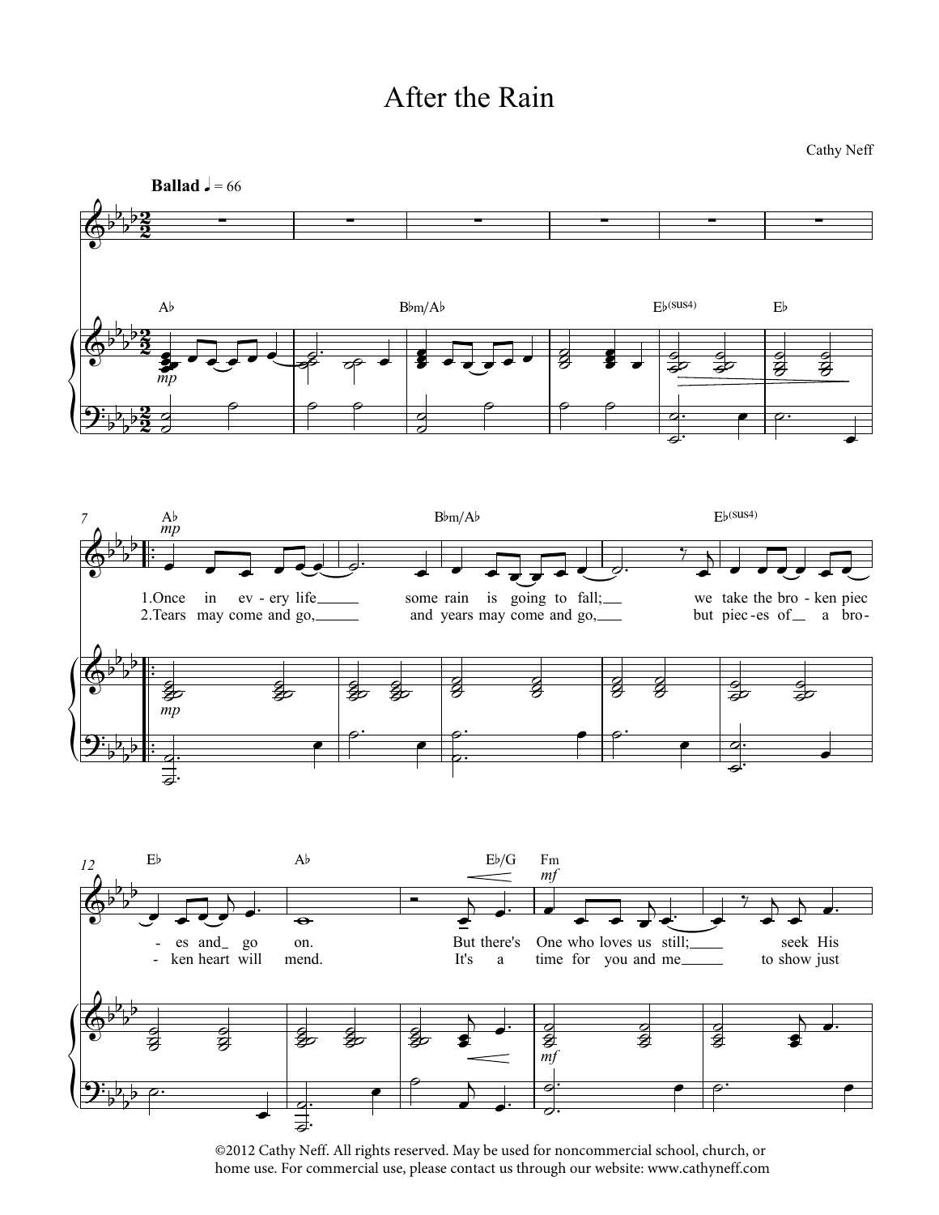# After the Rain

Cathy Neff

©2012 Cathy Neff. All rights reserved. May be used for noncommercial school, church, or home use. For commercial use, please contact us through our website: www.cathyneff.com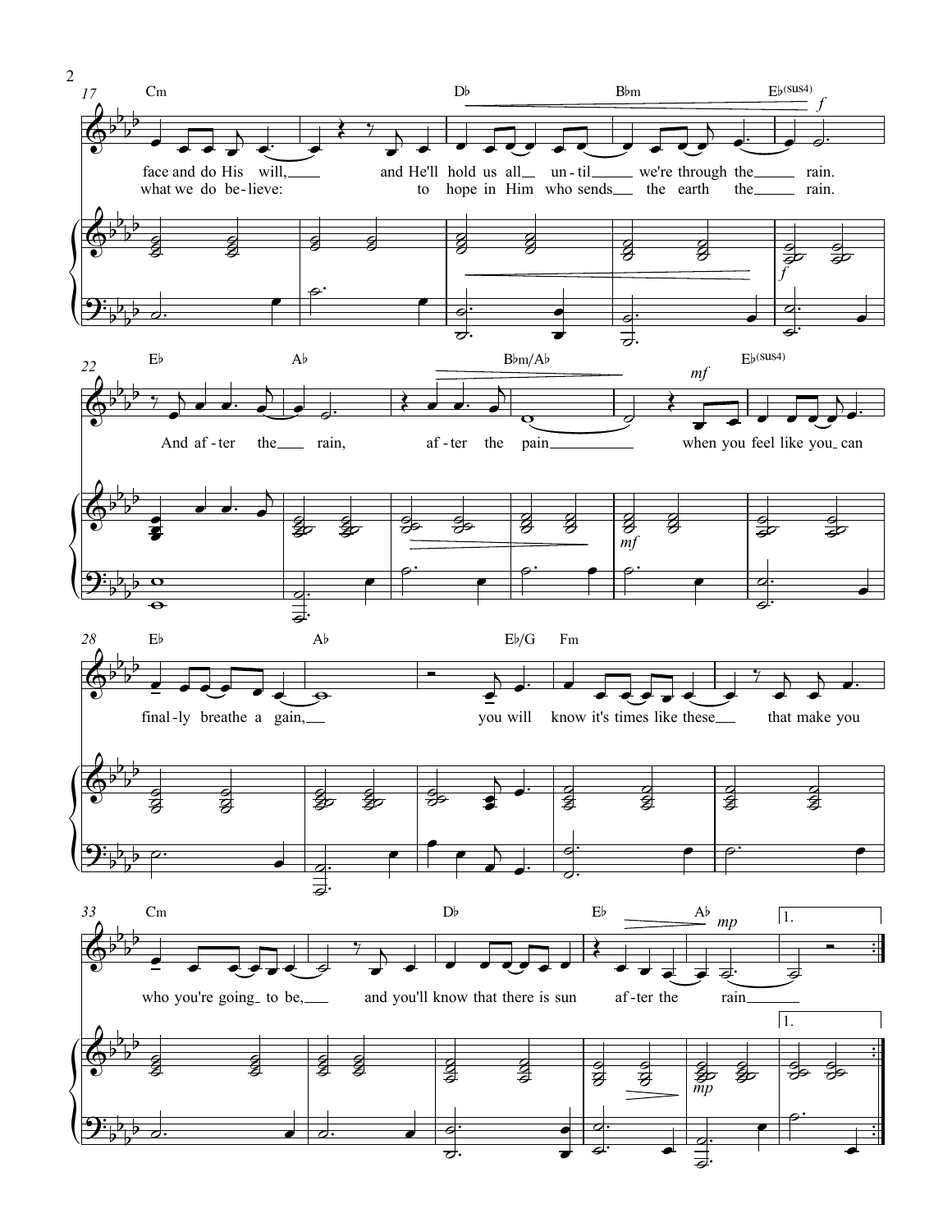**17** Cm — D♭ — B♭m — E♭(sus4) *f*

face and do His will, and He'll hold us all until we're through the rain.
what we do believe: to hope in Him who sends the earth the rain.

**22** E♭ — A♭ — B♭m/A♭ — *mf* — E♭(sus4)

And after the rain, after the pain when you feel like you can

**28** E♭ — A♭ — E♭/G — Fm

finally breathe again, you will know it's times like these that make you

**33** Cm — D♭ — E♭ — A♭ *mp* — 1.

who you're going to be, and you'll know that there is sun after the rain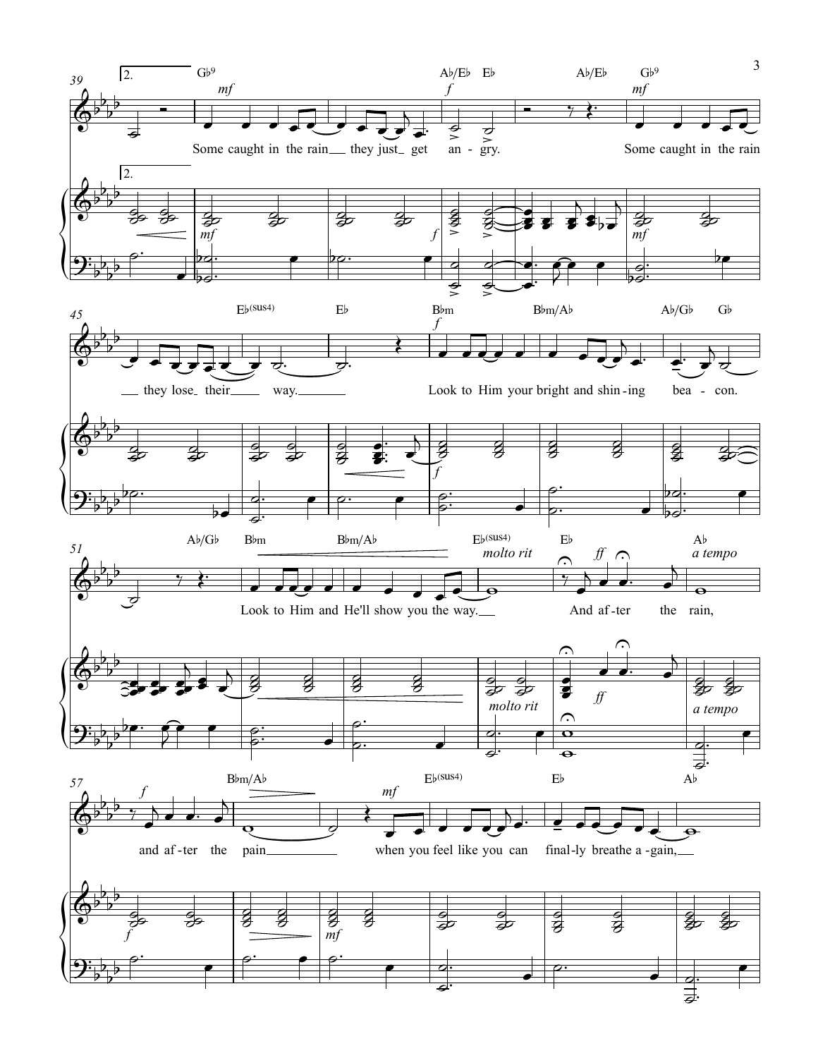Some caught in the rain they just get angry. Some caught in the rain they lose their way.

Look to Him your bright and shining beacon. Look to Him and He'll show you the way.

And after the rain, and after the pain when you feel like you can finally breathe again,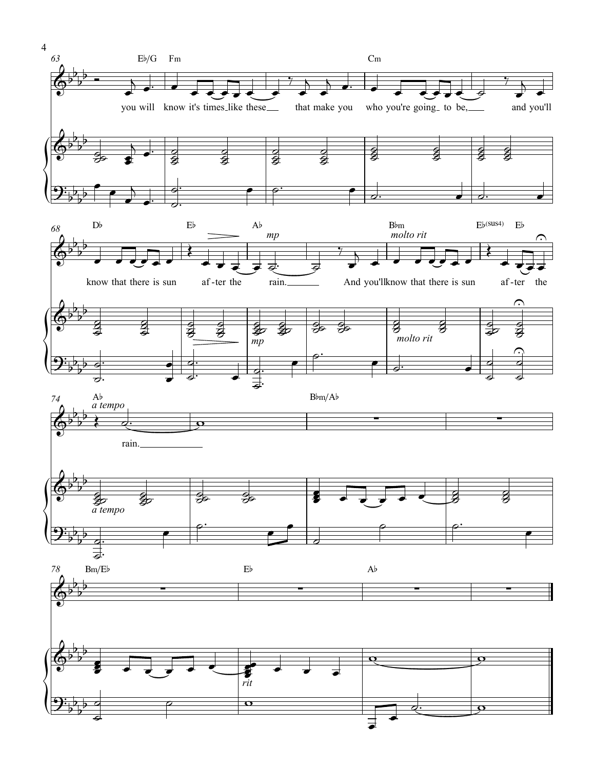63 E♭/G Fm Cm

you will know it's times like these that make you who you're going to be, and you'll

68 D♭ E♭ A♭ *mp* B♭m *molto rit* E♭(sus4) E♭

know that there is sun af-ter the rain. And you'll know that there is sun af-ter the

*mp* *molto rit*

74 A♭ *a tempo* B♭m/A♭

rain.

*a tempo*

78 Bm/E♭ E♭ A♭

*rit*